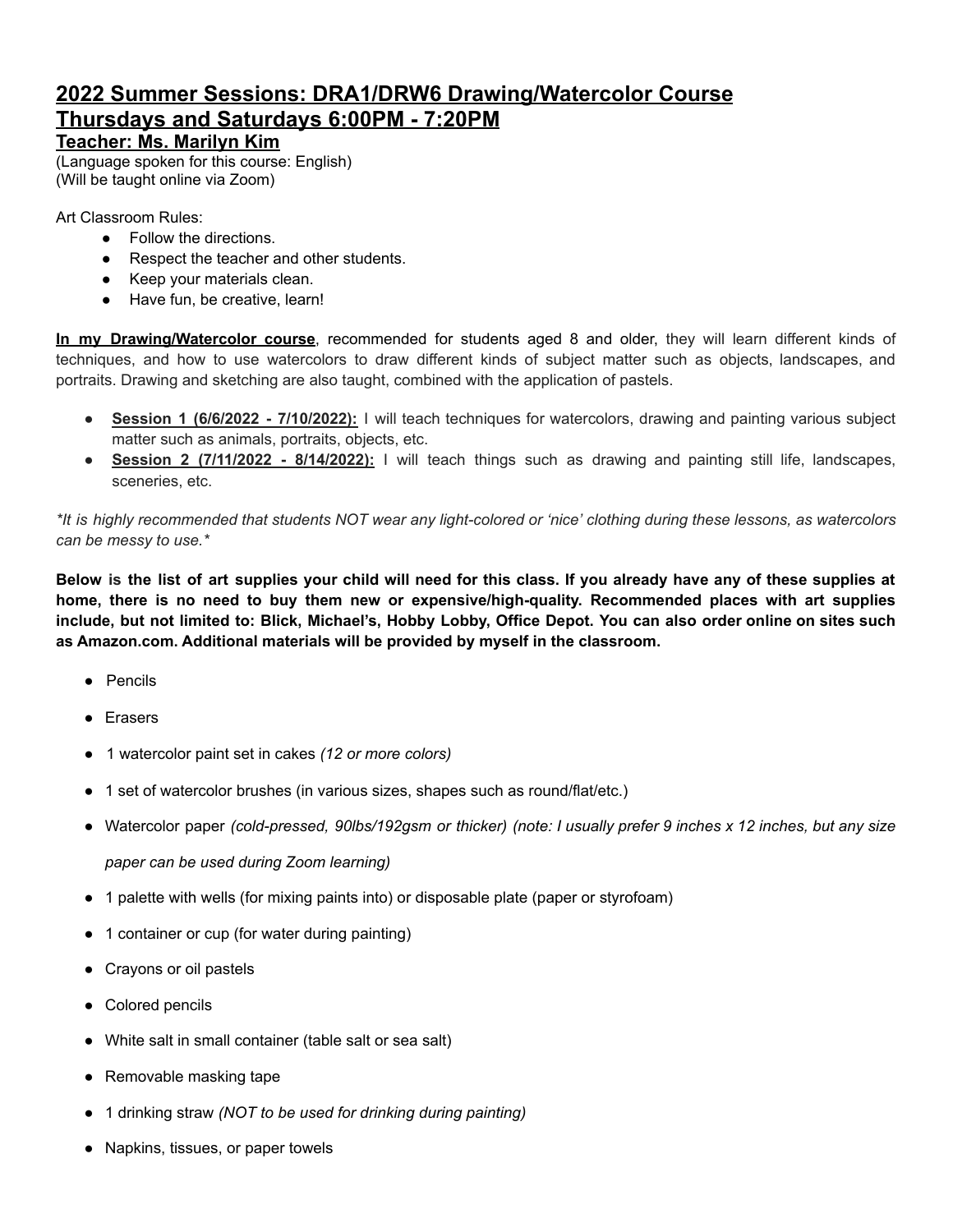# 2022 Summer Sessions: DRA1/DRW6 Drawing/Watercolor Course
# Thursdays and Saturdays 6:00PM - 7:20PM

### Teacher: Ms. Marilyn Kim

(Language spoken for this course: English)
(Will be taught online via Zoom)

Art Classroom Rules:

- Follow the directions.
- Respect the teacher and other students.
- Keep your materials clean.
- Have fun, be creative, learn!

**In my Drawing/Watercolor course**, recommended for students aged 8 and older, they will learn different kinds of techniques, and how to use watercolors to draw different kinds of subject matter such as objects, landscapes, and portraits. Drawing and sketching are also taught, combined with the application of pastels.

- **Session 1 (6/6/2022 - 7/10/2022):** I will teach techniques for watercolors, drawing and painting various subject matter such as animals, portraits, objects, etc.
- **Session 2 (7/11/2022 - 8/14/2022):** I will teach things such as drawing and painting still life, landscapes, sceneries, etc.

*\*It is highly recommended that students NOT wear any light-colored or 'nice' clothing during these lessons, as watercolors can be messy to use.\**

**Below is the list of art supplies your child will need for this class. If you already have any of these supplies at home, there is no need to buy them new or expensive/high-quality. Recommended places with art supplies include, but not limited to: Blick, Michael's, Hobby Lobby, Office Depot. You can also order online on sites such as Amazon.com. Additional materials will be provided by myself in the classroom.**

- Pencils
- Erasers
- 1 watercolor paint set in cakes *(12 or more colors)*
- 1 set of watercolor brushes (in various sizes, shapes such as round/flat/etc.)
- Watercolor paper *(cold-pressed, 90lbs/192gsm or thicker) (note: I usually prefer 9 inches x 12 inches, but any size paper can be used during Zoom learning)*
- 1 palette with wells (for mixing paints into) or disposable plate (paper or styrofoam)
- 1 container or cup (for water during painting)
- Crayons or oil pastels
- Colored pencils
- White salt in small container (table salt or sea salt)
- Removable masking tape
- 1 drinking straw *(NOT to be used for drinking during painting)*
- Napkins, tissues, or paper towels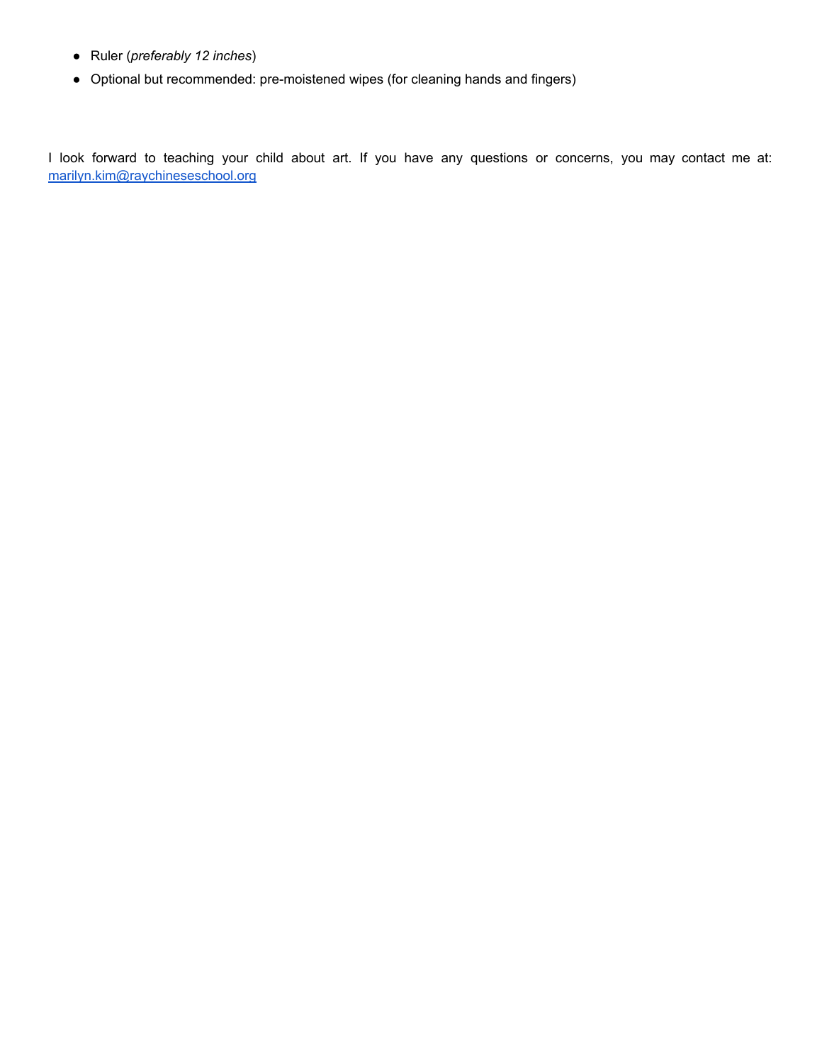- Ruler (*preferably 12 inches*)
- Optional but recommended: pre-moistened wipes (for cleaning hands and fingers)

I look forward to teaching your child about art. If you have any questions or concerns, you may contact me at: [marilyn.kim@raychineseschool.org](mailto:marilyn.kim@raychineseschool.org)